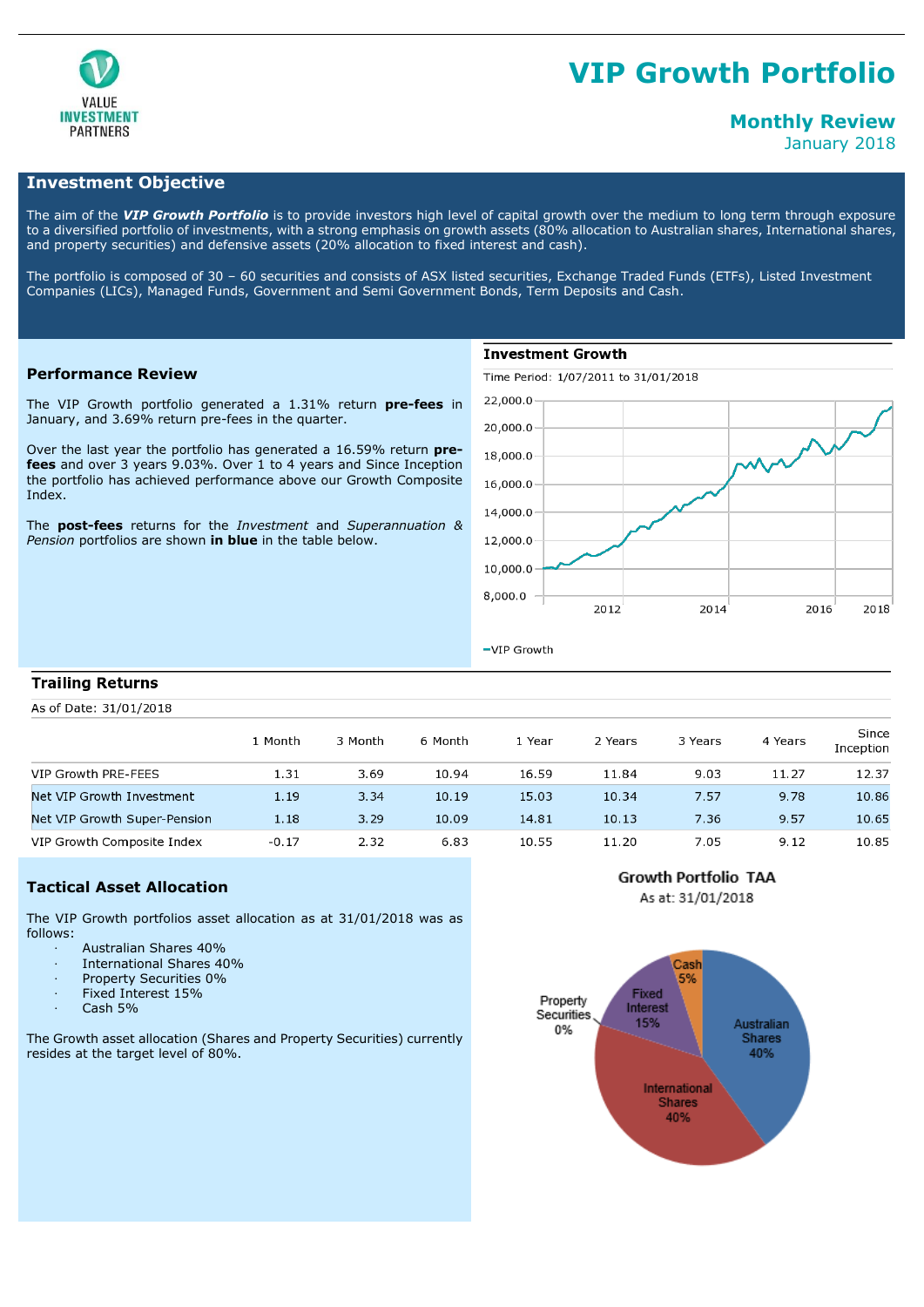# VIP Growth Portfolio

VALUE INVESTMENT PARTNERS

## Monthly Review

January 2018

## Investment Objective

The aim of the ***VIP Growth Portfolio*** is to provide investors high level of capital growth over the medium to long term through exposure to a diversified portfolio of investments, with a strong emphasis on growth assets (80% allocation to Australian shares, International shares, and property securities) and defensive assets (20% allocation to fixed interest and cash).

The portfolio is composed of 30 – 60 securities and consists of ASX listed securities, Exchange Traded Funds (ETFs), Listed Investment Companies (LICs), Managed Funds, Government and Semi Government Bonds, Term Deposits and Cash.

## Performance Review

The VIP Growth portfolio generated a 1.31% return **pre-fees** in January, and 3.69% return pre-fees in the quarter.

Over the last year the portfolio has generated a 16.59% return **pre-fees** and over 3 years 9.03%. Over 1 to 4 years and Since Inception the portfolio has achieved performance above our Growth Composite Index.

The **post-fees** returns for the *Investment* and *Superannuation & Pension* portfolios are shown **in blue** in the table below.

### Investment Growth

Time Period: 1/07/2011 to 31/01/2018

VIP Growth

## Trailing Returns

As of Date: 31/01/2018

| | 1 Month | 3 Month | 6 Month | 1 Year | 2 Years | 3 Years | 4 Years | Since Inception |
|---|---|---|---|---|---|---|---|---|
| VIP Growth PRE-FEES | 1.31 | 3.69 | 10.94 | 16.59 | 11.84 | 9.03 | 11.27 | 12.37 |
| Net VIP Growth Investment | 1.19 | 3.34 | 10.19 | 15.03 | 10.34 | 7.57 | 9.78 | 10.86 |
| Net VIP Growth Super-Pension | 1.18 | 3.29 | 10.09 | 14.81 | 10.13 | 7.36 | 9.57 | 10.65 |
| VIP Growth Composite Index | -0.17 | 2.32 | 6.83 | 10.55 | 11.20 | 7.05 | 9.12 | 10.85 |

## Tactical Asset Allocation

The VIP Growth portfolios asset allocation as at 31/01/2018 was as follows:

- Australian Shares 40%
- International Shares 40%
- Property Securities 0%
- Fixed Interest 15%
- Cash 5%

The Growth asset allocation (Shares and Property Securities) currently resides at the target level of 80%.

### Growth Portfolio TAA

As at: 31/01/2018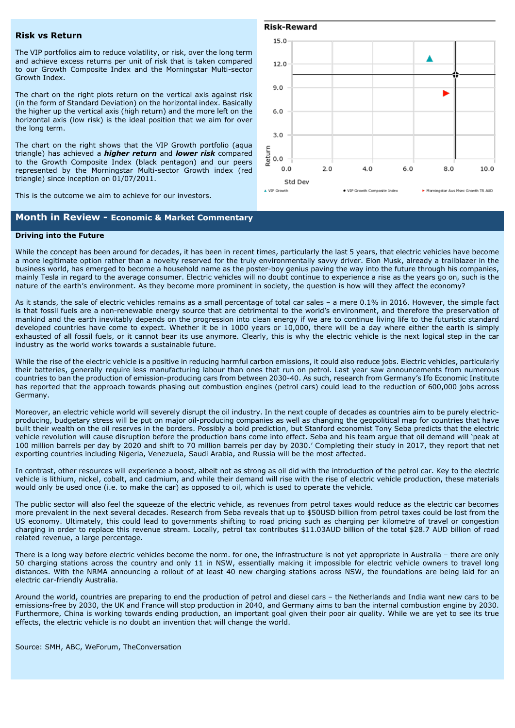## Risk vs Return

The VIP portfolios aim to reduce volatility, or risk, over the long term and achieve excess returns per unit of risk that is taken compared to our Growth Composite Index and the Morningstar Multi-sector Growth Index.

The chart on the right plots return on the vertical axis against risk (in the form of Standard Deviation) on the horizontal index. Basically the higher up the vertical axis (high return) and the more left on the horizontal axis (low risk) is the ideal position that we aim for over the long term.

The chart on the right shows that the VIP Growth portfolio (aqua triangle) has achieved a ***higher return*** and ***lower risk*** compared to the Growth Composite Index (black pentagon) and our peers represented by the Morningstar Multi-sector Growth index (red triangle) since inception on 01/07/2011.

This is the outcome we aim to achieve for our investors.

**Risk-Reward**

▲ VIP Growth   ● VIP Growth Composite Index   ► Morningstar Aus Msec Growth TR AUD

## Month in Review - Economic & Market Commentary

**Driving into the Future**

While the concept has been around for decades, it has been in recent times, particularly the last 5 years, that electric vehicles have become a more legitimate option rather than a novelty reserved for the truly environmentally savvy driver. Elon Musk, already a trailblazer in the business world, has emerged to become a household name as the poster-boy genius paving the way into the future through his companies, mainly Tesla in regard to the average consumer. Electric vehicles will no doubt continue to experience a rise as the years go on, such is the nature of the earth's environment. As they become more prominent in society, the question is how will they affect the economy?

As it stands, the sale of electric vehicles remains as a small percentage of total car sales – a mere 0.1% in 2016. However, the simple fact is that fossil fuels are a non-renewable energy source that are detrimental to the world's environment, and therefore the preservation of mankind and the earth inevitably depends on the progression into clean energy if we are to continue living life to the futuristic standard developed countries have come to expect. Whether it be in 1000 years or 10,000, there will be a day where either the earth is simply exhausted of all fossil fuels, or it cannot bear its use anymore. Clearly, this is why the electric vehicle is the next logical step in the car industry as the world works towards a sustainable future.

While the rise of the electric vehicle is a positive in reducing harmful carbon emissions, it could also reduce jobs. Electric vehicles, particularly their batteries, generally require less manufacturing labour than ones that run on petrol. Last year saw announcements from numerous countries to ban the production of emission-producing cars from between 2030-40. As such, research from Germany's Ifo Economic Institute has reported that the approach towards phasing out combustion engines (petrol cars) could lead to the reduction of 600,000 jobs across Germany.

Moreover, an electric vehicle world will severely disrupt the oil industry. In the next couple of decades as countries aim to be purely electric-producing, budgetary stress will be put on major oil-producing companies as well as changing the geopolitical map for countries that have built their wealth on the oil reserves in the borders. Possibly a bold prediction, but Stanford economist Tony Seba predicts that the electric vehicle revolution will cause disruption before the production bans come into effect. Seba and his team argue that oil demand will 'peak at 100 million barrels per day by 2020 and shift to 70 million barrels per day by 2030.' Completing their study in 2017, they report that net exporting countries including Nigeria, Venezuela, Saudi Arabia, and Russia will be the most affected.

In contrast, other resources will experience a boost, albeit not as strong as oil did with the introduction of the petrol car. Key to the electric vehicle is lithium, nickel, cobalt, and cadmium, and while their demand will rise with the rise of electric vehicle production, these materials would only be used once (i.e. to make the car) as opposed to oil, which is used to operate the vehicle.

The public sector will also feel the squeeze of the electric vehicle, as revenues from petrol taxes would reduce as the electric car becomes more prevalent in the next several decades. Research from Seba reveals that up to $50USD billion from petrol taxes could be lost from the US economy. Ultimately, this could lead to governments shifting to road pricing such as charging per kilometre of travel or congestion charging in order to replace this revenue stream. Locally, petrol tax contributes $11.03AUD billion of the total $28.7 AUD billion of road related revenue, a large percentage.

There is a long way before electric vehicles become the norm. for one, the infrastructure is not yet appropriate in Australia – there are only 50 charging stations across the country and only 11 in NSW, essentially making it impossible for electric vehicle owners to travel long distances. With the NRMA announcing a rollout of at least 40 new charging stations across NSW, the foundations are being laid for an electric car-friendly Australia.

Around the world, countries are preparing to end the production of petrol and diesel cars – the Netherlands and India want new cars to be emissions-free by 2030, the UK and France will stop production in 2040, and Germany aims to ban the internal combustion engine by 2030. Furthermore, China is working towards ending production, an important goal given their poor air quality. While we are yet to see its true effects, the electric vehicle is no doubt an invention that will change the world.

Source: SMH, ABC, WeForum, TheConversation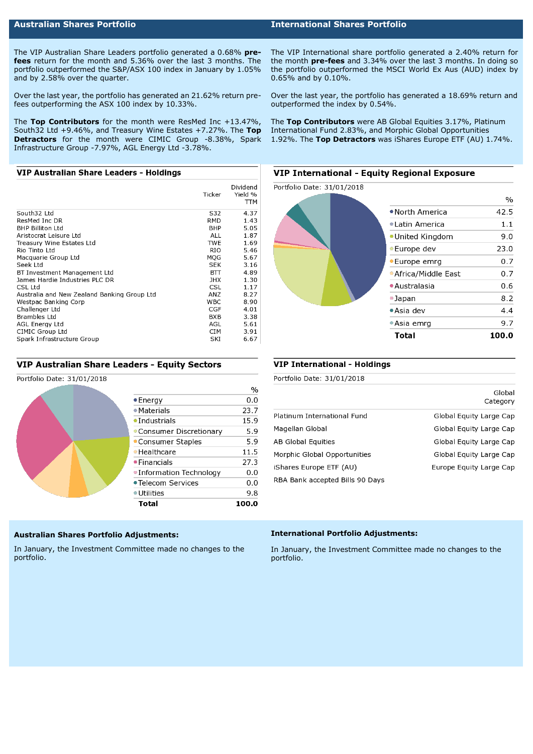## Australian Shares Portfolio

The VIP Australian Share Leaders portfolio generated a 0.68% **pre-fees** return for the month and 5.36% over the last 3 months. The portfolio outperformed the S&P/ASX 100 index in January by 1.05% and by 2.58% over the quarter.

Over the last year, the portfolio has generated an 21.62% return pre-fees outperforming the ASX 100 index by 10.33%.

The **Top Contributors** for the month were ResMed Inc +13.47%, South32 Ltd +9.46%, and Treasury Wine Estates +7.27%. The **Top Detractors** for the month were CIMIC Group -8.38%, Spark Infrastructure Group -7.97%, AGL Energy Ltd -3.78%.

### VIP Australian Share Leaders - Holdings

| | Ticker | Dividend Yield % TTM |
|---|---|---|
| South32 Ltd | S32 | 4.37 |
| ResMed Inc DR | RMD | 1.43 |
| BHP Billiton Ltd | BHP | 5.05 |
| Aristocrat Leisure Ltd | ALL | 1.87 |
| Treasury Wine Estates Ltd | TWE | 1.69 |
| Rio Tinto Ltd | RIO | 5.46 |
| Macquarie Group Ltd | MQG | 5.67 |
| Seek Ltd | SEK | 3.16 |
| BT Investment Management Ltd | BTT | 4.89 |
| James Hardie Industries PLC DR | JHX | 1.30 |
| CSL Ltd | CSL | 1.17 |
| Australia and New Zealand Banking Group Ltd | ANZ | 8.27 |
| Westpac Banking Corp | WBC | 8.90 |
| Challenger Ltd | CGF | 4.01 |
| Brambles Ltd | BXB | 3.38 |
| AGL Energy Ltd | AGL | 5.61 |
| CIMIC Group Ltd | CIM | 3.91 |
| Spark Infrastructure Group | SKI | 6.67 |

### VIP Australian Share Leaders - Equity Sectors

Portfolio Date: 31/01/2018

| | % |
|---|---|
| Energy | 0.0 |
| Materials | 23.7 |
| Industrials | 15.9 |
| Consumer Discretionary | 5.9 |
| Consumer Staples | 5.9 |
| Healthcare | 11.5 |
| Financials | 27.3 |
| Information Technology | 0.0 |
| Telecom Services | 0.0 |
| Utilities | 9.8 |
| **Total** | **100.0** |

## International Shares Portfolio

The VIP International share portfolio generated a 2.40% return for the month **pre-fees** and 3.34% over the last 3 months. In doing so the portfolio outperformed the MSCI World Ex Aus (AUD) index by 0.65% and by 0.10%.

Over the last year, the portfolio has generated a 18.69% return and outperformed the index by 0.54%.

The **Top Contributors** were AB Global Equities 3.17%, Platinum International Fund 2.83%, and Morphic Global Opportunities 1.92%. The **Top Detractors** was iShares Europe ETF (AU) 1.74%.

### VIP International - Equity Regional Exposure

Portfolio Date: 31/01/2018

| | % |
|---|---|
| North America | 42.5 |
| Latin America | 1.1 |
| United Kingdom | 9.0 |
| Europe dev | 23.0 |
| Europe emrg | 0.7 |
| Africa/Middle East | 0.7 |
| Australasia | 0.6 |
| Japan | 8.2 |
| Asia dev | 4.4 |
| Asia emrg | 9.7 |
| **Total** | **100.0** |

### VIP International - Holdings

Portfolio Date: 31/01/2018

| | Global Category |
|---|---|
| Platinum International Fund | Global Equity Large Cap |
| Magellan Global | Global Equity Large Cap |
| AB Global Equities | Global Equity Large Cap |
| Morphic Global Opportunities | Global Equity Large Cap |
| iShares Europe ETF (AU) | Europe Equity Large Cap |
| RBA Bank accepted Bills 90 Days | |

### Australian Shares Portfolio Adjustments:

In January, the Investment Committee made no changes to the portfolio.

### International Portfolio Adjustments:

In January, the Investment Committee made no changes to the portfolio.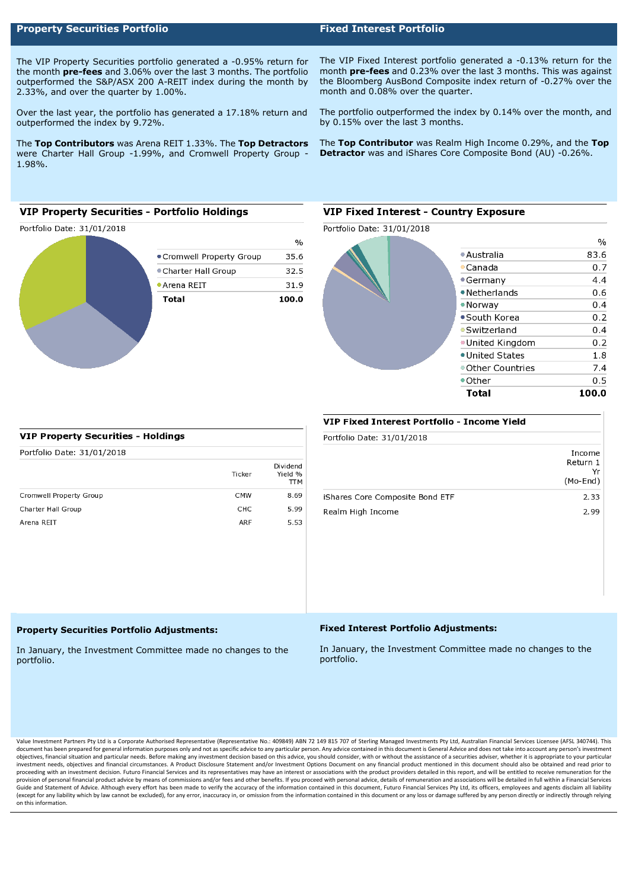## Property Securities Portfolio

The VIP Property Securities portfolio generated a -0.95% return for the month **pre-fees** and 3.06% over the last 3 months. The portfolio outperformed the S&P/ASX 200 A-REIT index during the month by 2.33%, and over the quarter by 1.00%.

Over the last year, the portfolio has generated a 17.18% return and outperformed the index by 9.72%.

The **Top Contributors** was Arena REIT 1.33%. The **Top Detractors** were Charter Hall Group -1.99%, and Cromwell Property Group -1.98%.

## Fixed Interest Portfolio

The VIP Fixed Interest portfolio generated a -0.13% return for the month **pre-fees** and 0.23% over the last 3 months. This was against the Bloomberg AusBond Composite index return of -0.27% over the month and 0.08% over the quarter.

The portfolio outperformed the index by 0.14% over the month, and by 0.15% over the last 3 months.

The **Top Contributor** was Realm High Income 0.29%, and the **Top Detractor** was and iShares Core Composite Bond (AU) -0.26%.

### VIP Property Securities - Portfolio Holdings

Portfolio Date: 31/01/2018

| | % |
|---|---|
| Cromwell Property Group | 35.6 |
| Charter Hall Group | 32.5 |
| Arena REIT | 31.9 |
| **Total** | **100.0** |

### VIP Fixed Interest - Country Exposure

Portfolio Date: 31/01/2018

| | % |
|---|---|
| Australia | 83.6 |
| Canada | 0.7 |
| Germany | 4.4 |
| Netherlands | 0.6 |
| Norway | 0.4 |
| South Korea | 0.2 |
| Switzerland | 0.4 |
| United Kingdom | 0.2 |
| United States | 1.8 |
| Other Countries | 7.4 |
| Other | 0.5 |
| **Total** | **100.0** |

### VIP Property Securities - Holdings

Portfolio Date: 31/01/2018

| | Ticker | Dividend Yield % TTM |
|---|---|---|
| Cromwell Property Group | CMW | 8.69 |
| Charter Hall Group | CHC | 5.99 |
| Arena REIT | ARF | 5.53 |

### VIP Fixed Interest Portfolio - Income Yield

Portfolio Date: 31/01/2018

| | Income Return 1 Yr (Mo-End) |
|---|---|
| iShares Core Composite Bond ETF | 2.33 |
| Realm High Income | 2.99 |

### Property Securities Portfolio Adjustments:

In January, the Investment Committee made no changes to the portfolio.

### Fixed Interest Portfolio Adjustments:

In January, the Investment Committee made no changes to the portfolio.

Value Investment Partners Pty Ltd is a Corporate Authorised Representative (Representative No.: 409849) ABN 72 149 815 707 of Sterling Managed Investments Pty Ltd, Australian Financial Services Licensee (AFSL 340744). This document has been prepared for general information purposes only and not as specific advice to any particular person. Any advice contained in this document is General Advice and does not take into account any person's investment objectives, financial situation and particular needs. Before making any investment decision based on this advice, you should consider, with or without the assistance of a securities adviser, whether it is appropriate to your particular investment needs, objectives and financial circumstances. A Product Disclosure Statement and/or Investment Options Document on any financial product mentioned in this document should also be obtained and read prior to proceeding with an investment decision. Futuro Financial Services and its representatives may have an interest or associations with the product providers detailed in this report, and will be entitled to receive remuneration for the provision of personal financial product advice by means of commissions and/or fees and other benefits. If you proceed with personal advice, details of remuneration and associations will be detailed in full within a Financial Services Guide and Statement of Advice. Although every effort has been made to verify the accuracy of the information contained in this document, Futuro Financial Services Pty Ltd, its officers, employees and agents disclaim all liability (except for any liability which by law cannot be excluded), for any error, inaccuracy in, or omission from the information contained in this document or any loss or damage suffered by any person directly or indirectly through relying on this information.